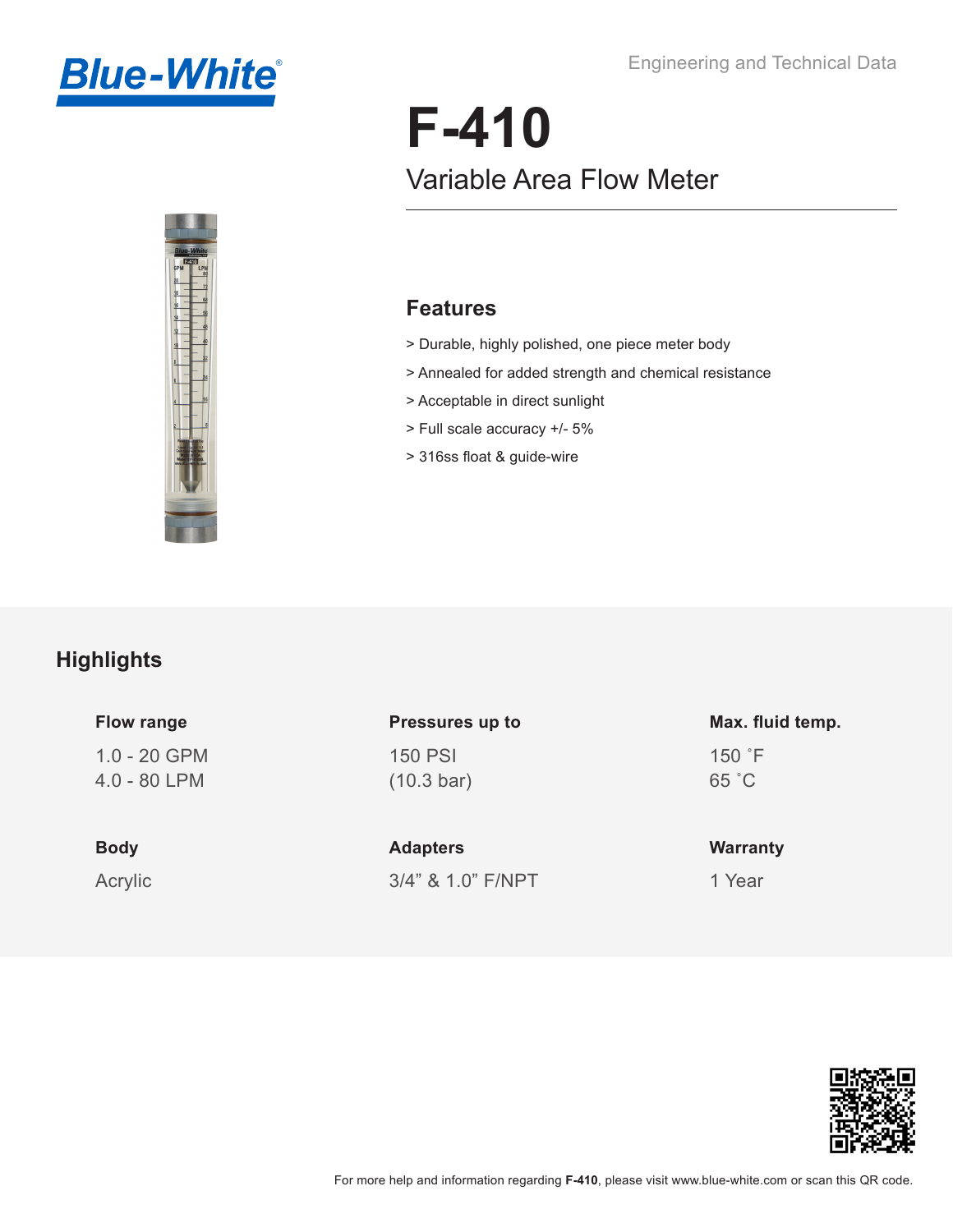Blue-White®

Engineering and Technical Data

# F-410

## Variable Area Flow Meter

### Features

> Durable, highly polished, one piece meter body

> Annealed for added strength and chemical resistance

> Acceptable in direct sunlight

> Full scale accuracy +/- 5%

> 316ss float & guide-wire

## Highlights

**Flow range**

1.0 - 20 GPM
4.0 - 80 LPM

**Pressures up to**

150 PSI
(10.3 bar)

**Max. fluid temp.**

150 ˚F
65 ˚C

**Body**

Acrylic

**Adapters**

3/4” & 1.0” F/NPT

**Warranty**

1 Year

For more help and information regarding **F-410**, please visit www.blue-white.com or scan this QR code.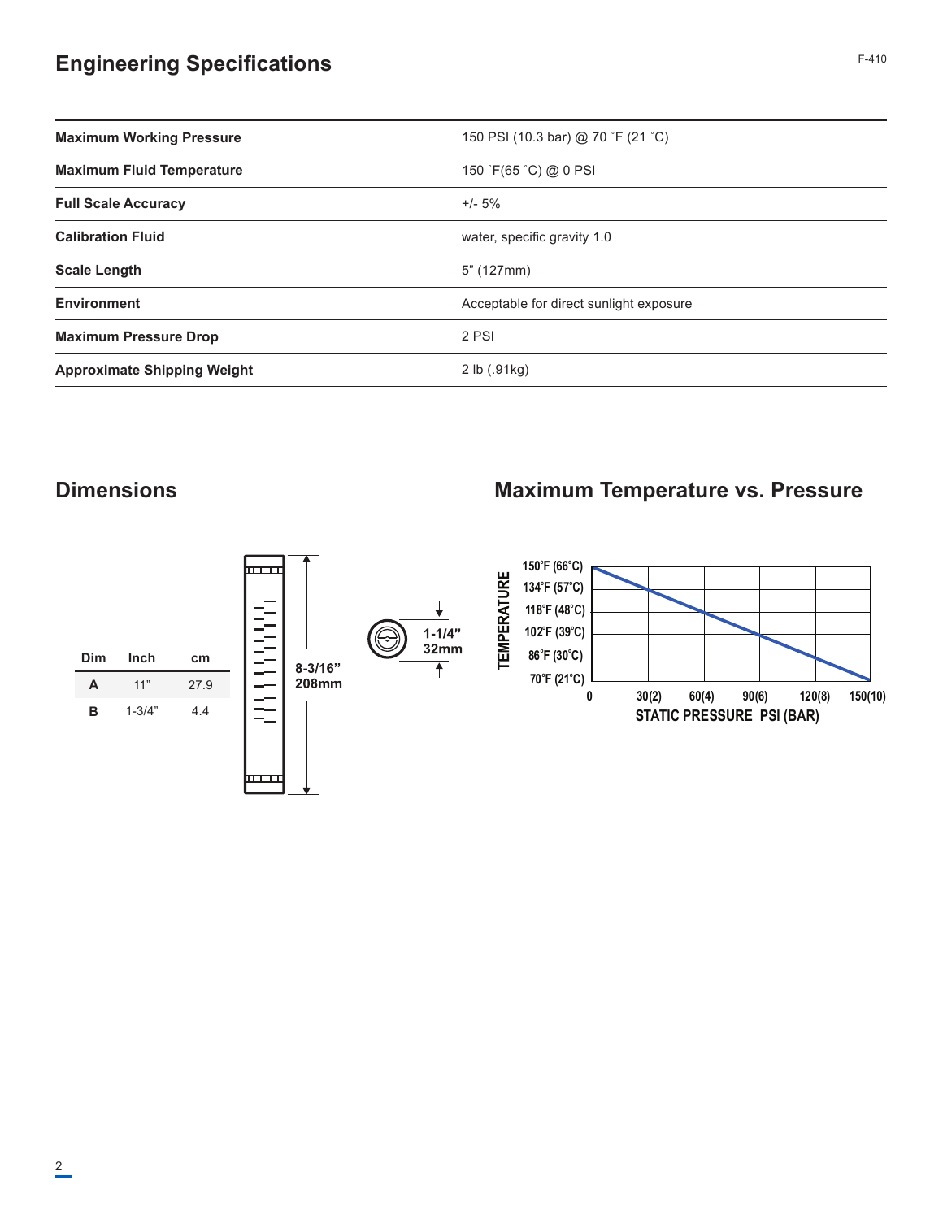## Engineering Specifications

| | |
|---|---|
| **Maximum Working Pressure** | 150 PSI (10.3 bar) @ 70 ˚F (21 ˚C) |
| **Maximum Fluid Temperature** | 150 ˚F(65 ˚C) @ 0 PSI |
| **Full Scale Accuracy** | +/- 5% |
| **Calibration Fluid** | water, specific gravity 1.0 |
| **Scale Length** | 5" (127mm) |
| **Environment** | Acceptable for direct sunlight exposure |
| **Maximum Pressure Drop** | 2 PSI |
| **Approximate Shipping Weight** | 2 lb (.91kg) |

## Dimensions

| Dim | Inch | cm |
|---|---|---|
| **A** | 11" | 27.9 |
| **B** | 1-3/4" | 4.4 |

8-3/16"
208mm

1-1/4"
32mm

## Maximum Temperature vs. Pressure

TEMPERATURE

150˚F (66˚C)
134˚F (57˚C)
118˚F (48˚C)
102˚F (39˚C)
86˚F (30˚C)
70˚F (21˚C)

0 30(2) 60(4) 90(6) 120(8) 150(10)

STATIC PRESSURE PSI (BAR)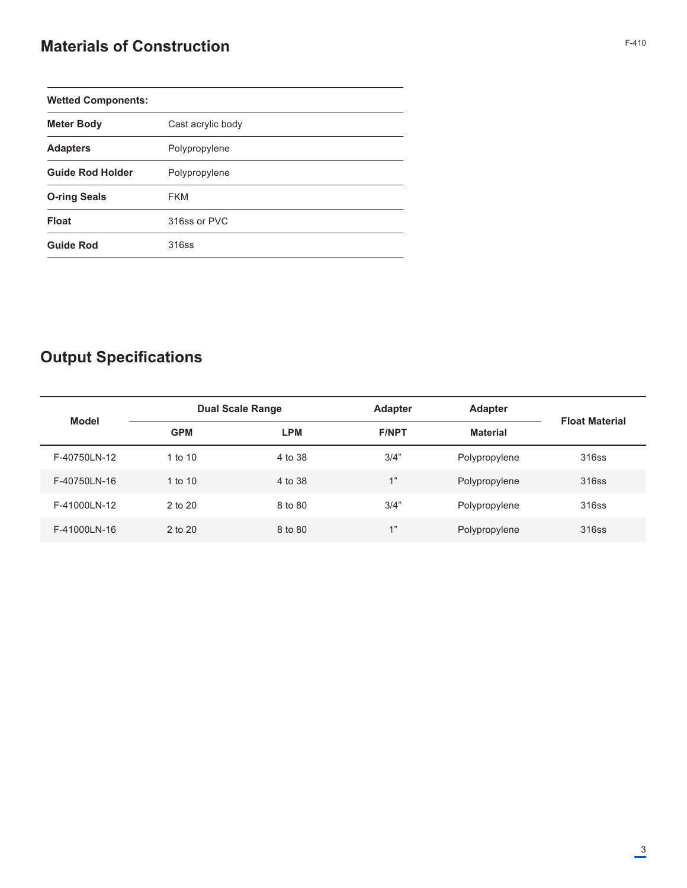## Materials of Construction

| Wetted Components: | |
|---|---|
| **Meter Body** | Cast acrylic body |
| **Adapters** | Polypropylene |
| **Guide Rod Holder** | Polypropylene |
| **O-ring Seals** | FKM |
| **Float** | 316ss or PVC |
| **Guide Rod** | 316ss |

## Output Specifications

| Model | Dual Scale Range | | Adapter | Adapter | Float Material |
|---|---|---|---|---|---|
| | GPM | LPM | F/NPT | Material | |
| F-40750LN-12 | 1 to 10 | 4 to 38 | 3/4” | Polypropylene | 316ss |
| F-40750LN-16 | 1 to 10 | 4 to 38 | 1” | Polypropylene | 316ss |
| F-41000LN-12 | 2 to 20 | 8 to 80 | 3/4” | Polypropylene | 316ss |
| F-41000LN-16 | 2 to 20 | 8 to 80 | 1” | Polypropylene | 316ss |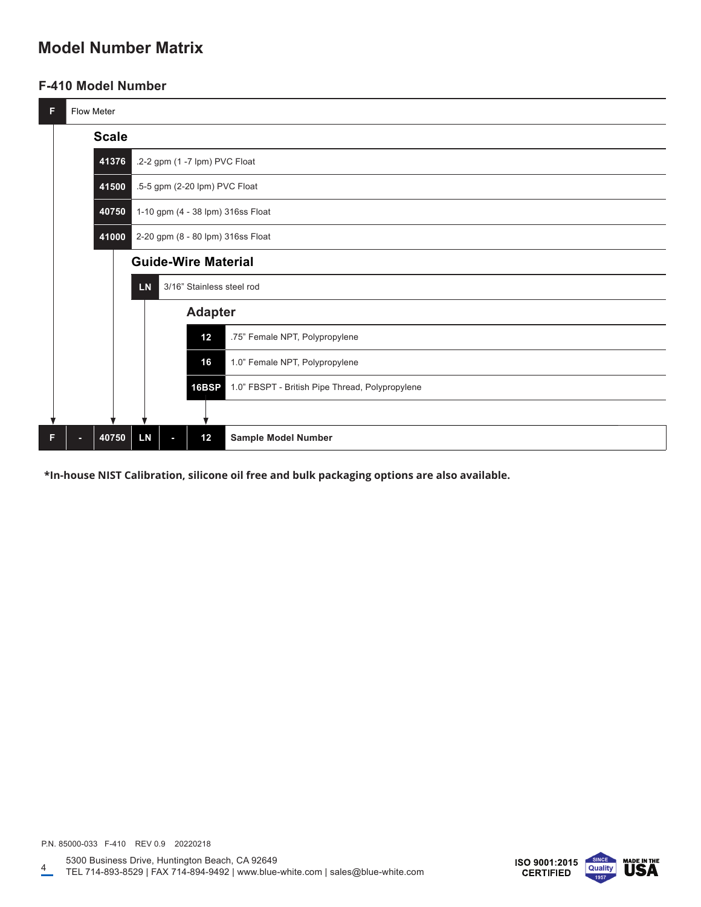# Model Number Matrix

## F-410 Model Number

| | |
|---|---|
| **F** | Flow Meter |

### Scale

| | |
|---|---|
| **41376** | .2-2 gpm (1 -7 lpm) PVC Float |
| **41500** | .5-5 gpm (2-20 lpm) PVC Float |
| **40750** | 1-10 gpm (4 - 38 lpm) 316ss Float |
| **41000** | 2-20 gpm (8 - 80 lpm) 316ss Float |

### Guide-Wire Material

| | |
|---|---|
| **LN** | 3/16" Stainless steel rod |

### Adapter

| | |
|---|---|
| **12** | .75" Female NPT, Polypropylene |
| **16** | 1.0" Female NPT, Polypropylene |
| **16BSP** | 1.0" FBSPT - British Pipe Thread, Polypropylene |

| | | | | | | |
|---|---|---|---|---|---|---|
| **F** | **-** | **40750** | **LN** | **-** | **12** | **Sample Model Number** |

**\*In-house NIST Calibration, silicone oil free and bulk packaging options are also available.**

P.N. 85000-033 F-410 REV 0.9 20220218

5300 Business Drive, Huntington Beach, CA 92649
TEL 714-893-8529 | FAX 714-894-9492 | www.blue-white.com | sales@blue-white.com

ISO 9001:2015 CERTIFIED

SINCE Quality 1957

MADE IN THE USA